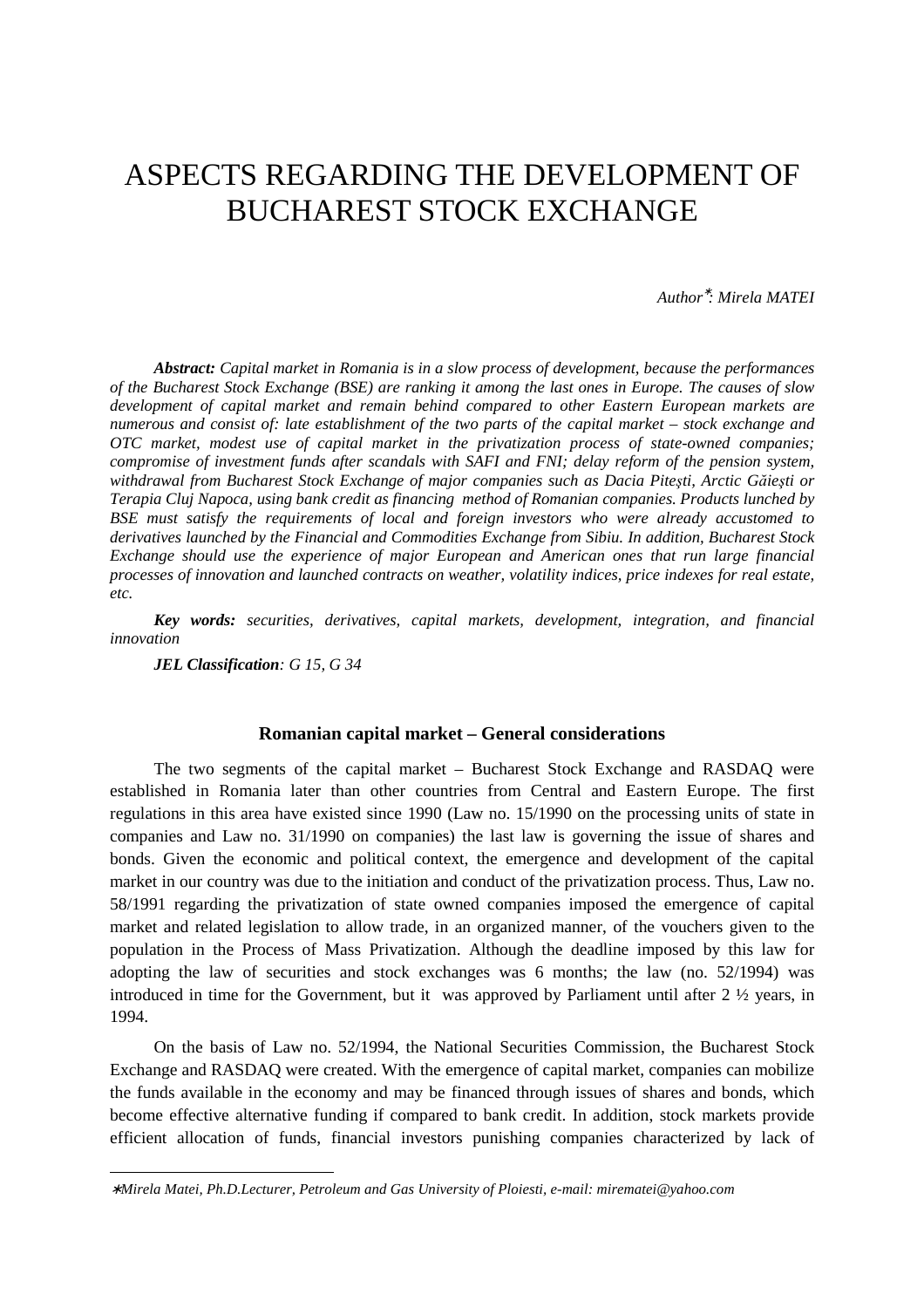# ASPECTS REGARDING THE DEVELOPMENT OF BUCHAREST STOCK EXCHANGE

*Author*[∗]*: Mirela MATEI*

***Abstract:*** *Capital market in Romania is in a slow process of development, because the performances of the Bucharest Stock Exchange (BSE) are ranking it among the last ones in Europe. The causes of slow development of capital market and remain behind compared to other Eastern European markets are numerous and consist of: late establishment of the two parts of the capital market – stock exchange and OTC market, modest use of capital market in the privatization process of state-owned companies; compromise of investment funds after scandals with SAFI and FNI; delay reform of the pension system, withdrawal from Bucharest Stock Exchange of major companies such as Dacia Piteşti, Arctic Găieşti or Terapia Cluj Napoca, using bank credit as financing method of Romanian companies. Products lunched by BSE must satisfy the requirements of local and foreign investors who were already accustomed to derivatives launched by the Financial and Commodities Exchange from Sibiu. In addition, Bucharest Stock Exchange should use the experience of major European and American ones that run large financial processes of innovation and launched contracts on weather, volatility indices, price indexes for real estate, etc.*

***Key words:*** *securities, derivatives, capital markets, development, integration, and financial innovation*

***JEL Classification****: G 15, G 34*

## Romanian capital market – General considerations

The two segments of the capital market – Bucharest Stock Exchange and RASDAQ were established in Romania later than other countries from Central and Eastern Europe. The first regulations in this area have existed since 1990 (Law no. 15/1990 on the processing units of state in companies and Law no. 31/1990 on companies) the last law is governing the issue of shares and bonds. Given the economic and political context, the emergence and development of the capital market in our country was due to the initiation and conduct of the privatization process. Thus, Law no. 58/1991 regarding the privatization of state owned companies imposed the emergence of capital market and related legislation to allow trade, in an organized manner, of the vouchers given to the population in the Process of Mass Privatization. Although the deadline imposed by this law for adopting the law of securities and stock exchanges was 6 months; the law (no. 52/1994) was introduced in time for the Government, but it was approved by Parliament until after 2 ½ years, in 1994.

On the basis of Law no. 52/1994, the National Securities Commission, the Bucharest Stock Exchange and RASDAQ were created. With the emergence of capital market, companies can mobilize the funds available in the economy and may be financed through issues of shares and bonds, which become effective alternative funding if compared to bank credit. In addition, stock markets provide efficient allocation of funds, financial investors punishing companies characterized by lack of

---

∗*Mirela Matei, Ph.D.Lecturer, Petroleum and Gas University of Ploiesti, e-mail: mirematei@yahoo.com*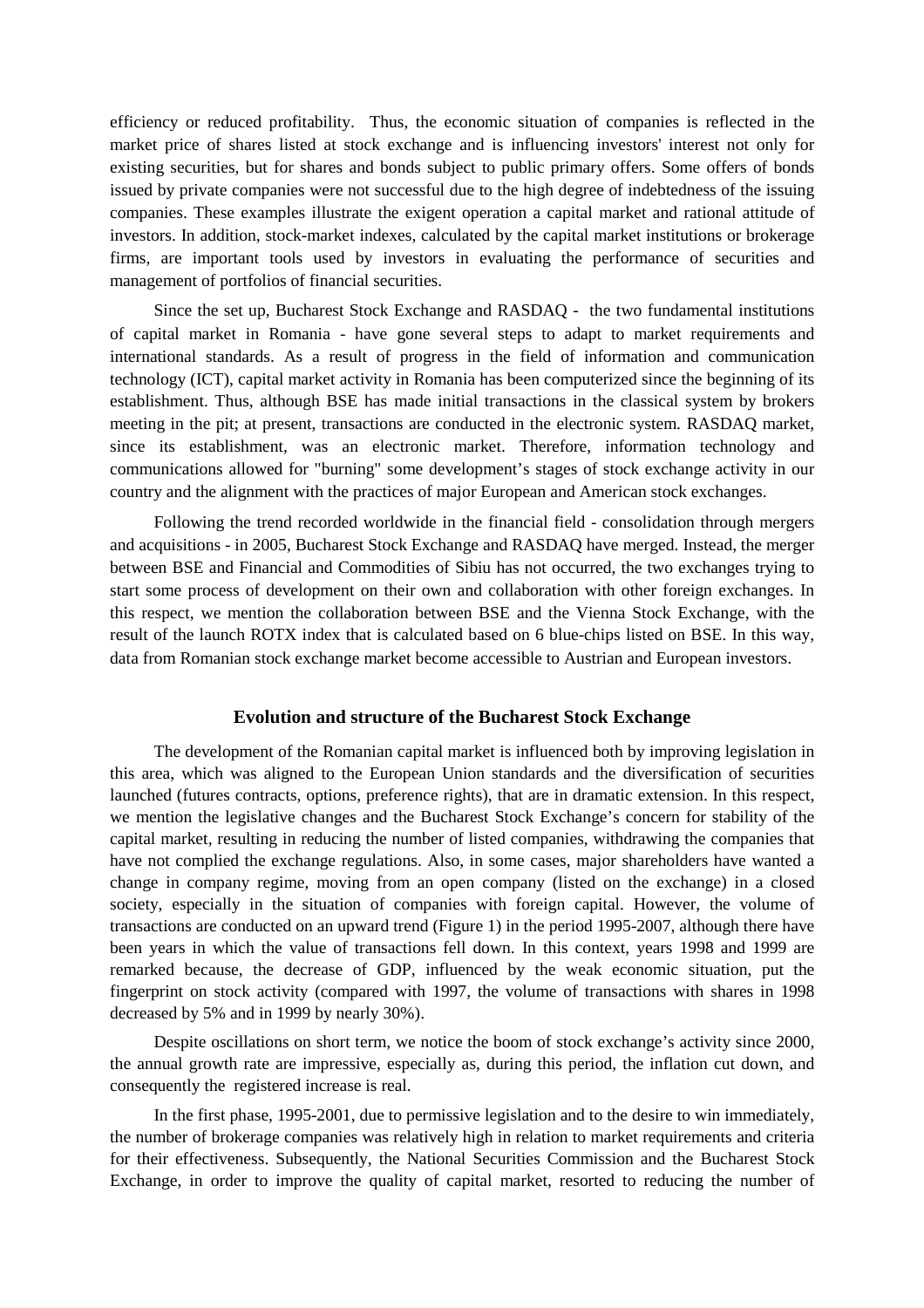efficiency or reduced profitability. Thus, the economic situation of companies is reflected in the market price of shares listed at stock exchange and is influencing investors' interest not only for existing securities, but for shares and bonds subject to public primary offers. Some offers of bonds issued by private companies were not successful due to the high degree of indebtedness of the issuing companies. These examples illustrate the exigent operation a capital market and rational attitude of investors. In addition, stock-market indexes, calculated by the capital market institutions or brokerage firms, are important tools used by investors in evaluating the performance of securities and management of portfolios of financial securities.

Since the set up, Bucharest Stock Exchange and RASDAQ - the two fundamental institutions of capital market in Romania - have gone several steps to adapt to market requirements and international standards. As a result of progress in the field of information and communication technology (ICT), capital market activity in Romania has been computerized since the beginning of its establishment. Thus, although BSE has made initial transactions in the classical system by brokers meeting in the pit; at present, transactions are conducted in the electronic system. RASDAQ market, since its establishment, was an electronic market. Therefore, information technology and communications allowed for "burning" some development's stages of stock exchange activity in our country and the alignment with the practices of major European and American stock exchanges.

Following the trend recorded worldwide in the financial field - consolidation through mergers and acquisitions - in 2005, Bucharest Stock Exchange and RASDAQ have merged. Instead, the merger between BSE and Financial and Commodities of Sibiu has not occurred, the two exchanges trying to start some process of development on their own and collaboration with other foreign exchanges. In this respect, we mention the collaboration between BSE and the Vienna Stock Exchange, with the result of the launch ROTX index that is calculated based on 6 blue-chips listed on BSE. In this way, data from Romanian stock exchange market become accessible to Austrian and European investors.

## Evolution and structure of the Bucharest Stock Exchange

The development of the Romanian capital market is influenced both by improving legislation in this area, which was aligned to the European Union standards and the diversification of securities launched (futures contracts, options, preference rights), that are in dramatic extension. In this respect, we mention the legislative changes and the Bucharest Stock Exchange's concern for stability of the capital market, resulting in reducing the number of listed companies, withdrawing the companies that have not complied the exchange regulations. Also, in some cases, major shareholders have wanted a change in company regime, moving from an open company (listed on the exchange) in a closed society, especially in the situation of companies with foreign capital. However, the volume of transactions are conducted on an upward trend (Figure 1) in the period 1995-2007, although there have been years in which the value of transactions fell down. In this context, years 1998 and 1999 are remarked because, the decrease of GDP, influenced by the weak economic situation, put the fingerprint on stock activity (compared with 1997, the volume of transactions with shares in 1998 decreased by 5% and in 1999 by nearly 30%).

Despite oscillations on short term, we notice the boom of stock exchange's activity since 2000, the annual growth rate are impressive, especially as, during this period, the inflation cut down, and consequently the registered increase is real.

In the first phase, 1995-2001, due to permissive legislation and to the desire to win immediately, the number of brokerage companies was relatively high in relation to market requirements and criteria for their effectiveness. Subsequently, the National Securities Commission and the Bucharest Stock Exchange, in order to improve the quality of capital market, resorted to reducing the number of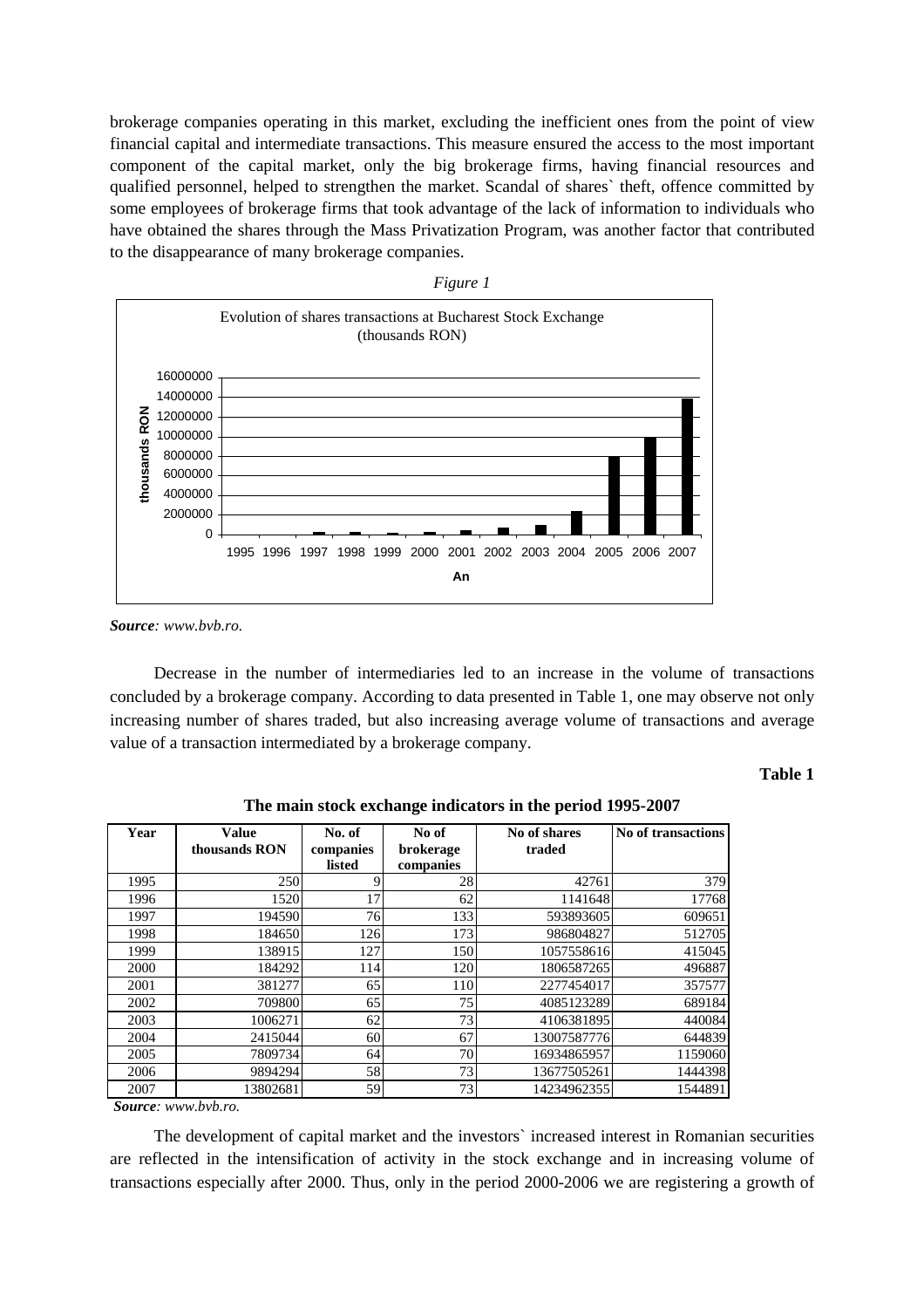brokerage companies operating in this market, excluding the inefficient ones from the point of view financial capital and intermediate transactions. This measure ensured the access to the most important component of the capital market, only the big brokerage firms, having financial resources and qualified personnel, helped to strengthen the market. Scandal of shares` theft, offence committed by some employees of brokerage firms that took advantage of the lack of information to individuals who have obtained the shares through the Mass Privatization Program, was another factor that contributed to the disappearance of many brokerage companies.

*Figure 1*

Evolution of shares transactions at Bucharest Stock Exchange (thousands RON)

***Source**: www.bvb.ro.*

Decrease in the number of intermediaries led to an increase in the volume of transactions concluded by a brokerage company. According to data presented in Table 1, one may observe not only increasing number of shares traded, but also increasing average volume of transactions and average value of a transaction intermediated by a brokerage company.

**Table 1**

**The main stock exchange indicators in the period 1995-2007**

| Year | Value thousands RON | No. of companies listed | No of brokerage companies | No of shares traded | No of transactions |
|---|---|---|---|---|---|
| 1995 | 250 | 9 | 28 | 42761 | 379 |
| 1996 | 1520 | 17 | 62 | 1141648 | 17768 |
| 1997 | 194590 | 76 | 133 | 593893605 | 609651 |
| 1998 | 184650 | 126 | 173 | 986804827 | 512705 |
| 1999 | 138915 | 127 | 150 | 1057558616 | 415045 |
| 2000 | 184292 | 114 | 120 | 1806587265 | 496887 |
| 2001 | 381277 | 65 | 110 | 2277454017 | 357577 |
| 2002 | 709800 | 65 | 75 | 4085123289 | 689184 |
| 2003 | 1006271 | 62 | 73 | 4106381895 | 440084 |
| 2004 | 2415044 | 60 | 67 | 13007587776 | 644839 |
| 2005 | 7809734 | 64 | 70 | 16934865957 | 1159060 |
| 2006 | 9894294 | 58 | 73 | 13677505261 | 1444398 |
| 2007 | 13802681 | 59 | 73 | 14234962355 | 1544891 |

***Source**: www.bvb.ro.*

The development of capital market and the investors` increased interest in Romanian securities are reflected in the intensification of activity in the stock exchange and in increasing volume of transactions especially after 2000. Thus, only in the period 2000-2006 we are registering a growth of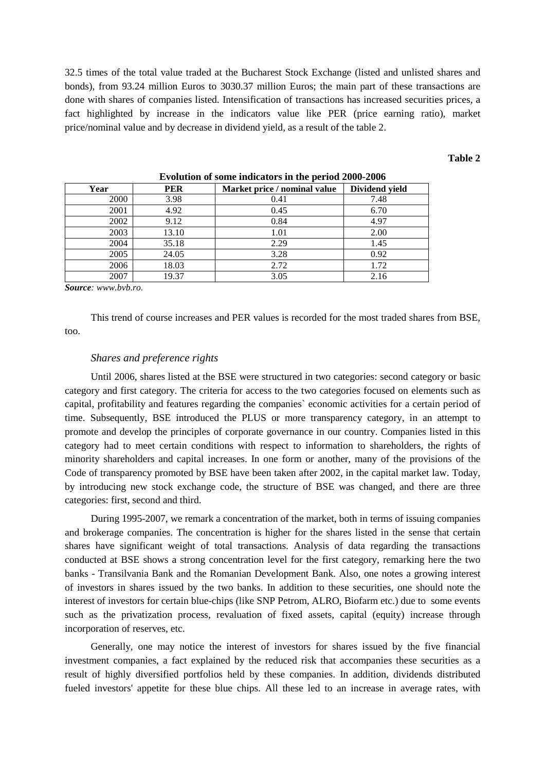32.5 times of the total value traded at the Bucharest Stock Exchange (listed and unlisted shares and bonds), from 93.24 million Euros to 3030.37 million Euros; the main part of these transactions are done with shares of companies listed. Intensification of transactions has increased securities prices, a fact highlighted by increase in the indicators value like PER (price earning ratio), market price/nominal value and by decrease in dividend yield, as a result of the table 2.

**Table 2**

**Evolution of some indicators in the period 2000-2006**

| Year | PER | Market price / nominal value | Dividend yield |
|---|---|---|---|
| 2000 | 3.98 | 0.41 | 7.48 |
| 2001 | 4.92 | 0.45 | 6.70 |
| 2002 | 9.12 | 0.84 | 4.97 |
| 2003 | 13.10 | 1.01 | 2.00 |
| 2004 | 35.18 | 2.29 | 1.45 |
| 2005 | 24.05 | 3.28 | 0.92 |
| 2006 | 18.03 | 2.72 | 1.72 |
| 2007 | 19.37 | 3.05 | 2.16 |

***Source****: www.bvb.ro.*

This trend of course increases and PER values is recorded for the most traded shares from BSE, too.

### *Shares and preference rights*

Until 2006, shares listed at the BSE were structured in two categories: second category or basic category and first category. The criteria for access to the two categories focused on elements such as capital, profitability and features regarding the companies` economic activities for a certain period of time. Subsequently, BSE introduced the PLUS or more transparency category, in an attempt to promote and develop the principles of corporate governance in our country. Companies listed in this category had to meet certain conditions with respect to information to shareholders, the rights of minority shareholders and capital increases. In one form or another, many of the provisions of the Code of transparency promoted by BSE have been taken after 2002, in the capital market law. Today, by introducing new stock exchange code, the structure of BSE was changed, and there are three categories: first, second and third.

During 1995-2007, we remark a concentration of the market, both in terms of issuing companies and brokerage companies. The concentration is higher for the shares listed in the sense that certain shares have significant weight of total transactions. Analysis of data regarding the transactions conducted at BSE shows a strong concentration level for the first category, remarking here the two banks - Transilvania Bank and the Romanian Development Bank. Also, one notes a growing interest of investors in shares issued by the two banks. In addition to these securities, one should note the interest of investors for certain blue-chips (like SNP Petrom, ALRO, Biofarm etc.) due to some events such as the privatization process, revaluation of fixed assets, capital (equity) increase through incorporation of reserves, etc.

Generally, one may notice the interest of investors for shares issued by the five financial investment companies, a fact explained by the reduced risk that accompanies these securities as a result of highly diversified portfolios held by these companies. In addition, dividends distributed fueled investors' appetite for these blue chips. All these led to an increase in average rates, with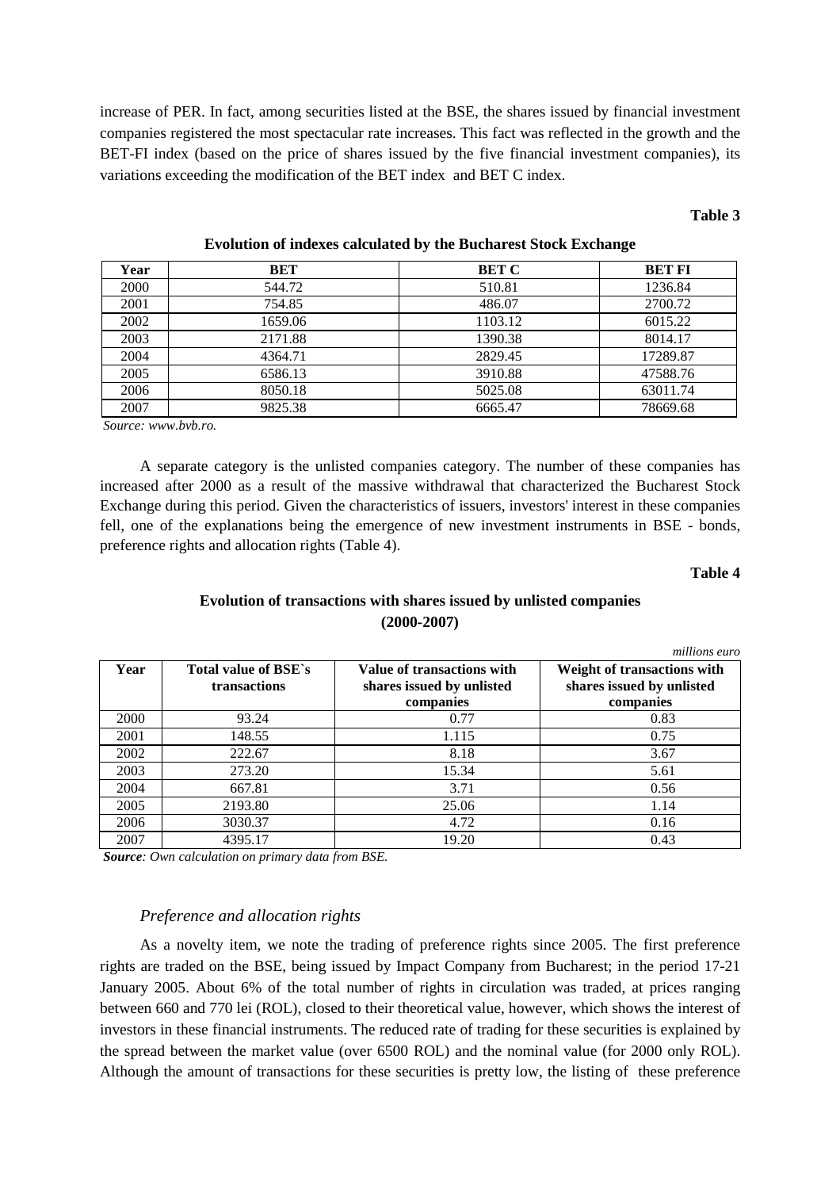increase of PER. In fact, among securities listed at the BSE, the shares issued by financial investment companies registered the most spectacular rate increases. This fact was reflected in the growth and the BET-FI index (based on the price of shares issued by the five financial investment companies), its variations exceeding the modification of the BET index and BET C index.

**Table 3**

**Evolution of indexes calculated by the Bucharest Stock Exchange**

| Year | BET | BET C | BET FI |
|---|---|---|---|
| 2000 | 544.72 | 510.81 | 1236.84 |
| 2001 | 754.85 | 486.07 | 2700.72 |
| 2002 | 1659.06 | 1103.12 | 6015.22 |
| 2003 | 2171.88 | 1390.38 | 8014.17 |
| 2004 | 4364.71 | 2829.45 | 17289.87 |
| 2005 | 6586.13 | 3910.88 | 47588.76 |
| 2006 | 8050.18 | 5025.08 | 63011.74 |
| 2007 | 9825.38 | 6665.47 | 78669.68 |

*Source: www.bvb.ro.*

A separate category is the unlisted companies category. The number of these companies has increased after 2000 as a result of the massive withdrawal that characterized the Bucharest Stock Exchange during this period. Given the characteristics of issuers, investors' interest in these companies fell, one of the explanations being the emergence of new investment instruments in BSE - bonds, preference rights and allocation rights (Table 4).

**Table 4**

**Evolution of transactions with shares issued by unlisted companies (2000-2007)**

*millions euro*

| Year | Total value of BSE`s transactions | Value of transactions with shares issued by unlisted companies | Weight of transactions with shares issued by unlisted companies |
|---|---|---|---|
| 2000 | 93.24 | 0.77 | 0.83 |
| 2001 | 148.55 | 1.115 | 0.75 |
| 2002 | 222.67 | 8.18 | 3.67 |
| 2003 | 273.20 | 15.34 | 5.61 |
| 2004 | 667.81 | 3.71 | 0.56 |
| 2005 | 2193.80 | 25.06 | 1.14 |
| 2006 | 3030.37 | 4.72 | 0.16 |
| 2007 | 4395.17 | 19.20 | 0.43 |

***Source**: Own calculation on primary data from BSE.*

### *Preference and allocation rights*

As a novelty item, we note the trading of preference rights since 2005. The first preference rights are traded on the BSE, being issued by Impact Company from Bucharest; in the period 17-21 January 2005. About 6% of the total number of rights in circulation was traded, at prices ranging between 660 and 770 lei (ROL), closed to their theoretical value, however, which shows the interest of investors in these financial instruments. The reduced rate of trading for these securities is explained by the spread between the market value (over 6500 ROL) and the nominal value (for 2000 only ROL). Although the amount of transactions for these securities is pretty low, the listing of these preference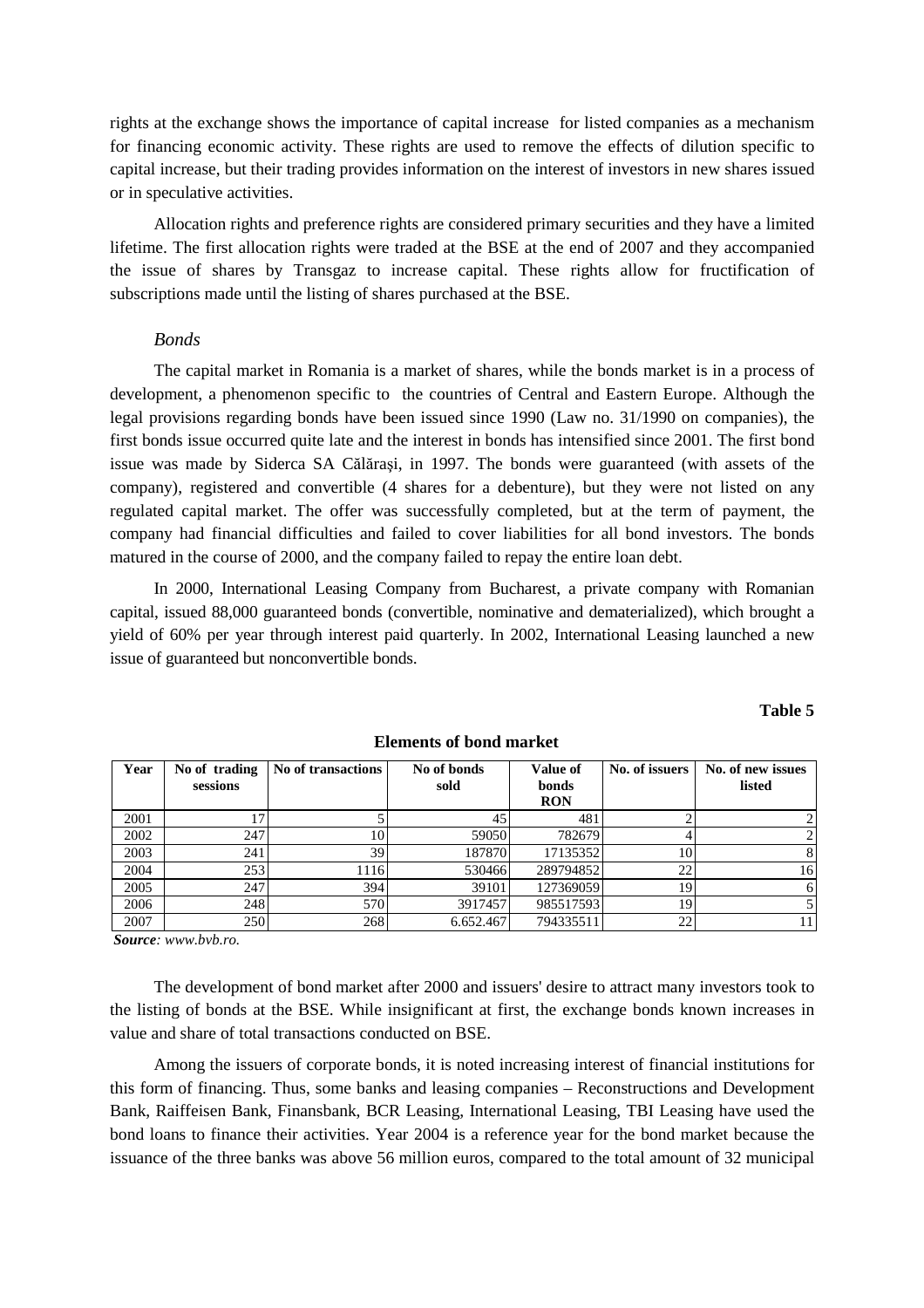rights at the exchange shows the importance of capital increase for listed companies as a mechanism for financing economic activity. These rights are used to remove the effects of dilution specific to capital increase, but their trading provides information on the interest of investors in new shares issued or in speculative activities.

Allocation rights and preference rights are considered primary securities and they have a limited lifetime. The first allocation rights were traded at the BSE at the end of 2007 and they accompanied the issue of shares by Transgaz to increase capital. These rights allow for fructification of subscriptions made until the listing of shares purchased at the BSE.

*Bonds*

The capital market in Romania is a market of shares, while the bonds market is in a process of development, a phenomenon specific to the countries of Central and Eastern Europe. Although the legal provisions regarding bonds have been issued since 1990 (Law no. 31/1990 on companies), the first bonds issue occurred quite late and the interest in bonds has intensified since 2001. The first bond issue was made by Siderca SA Călărași, in 1997. The bonds were guaranteed (with assets of the company), registered and convertible (4 shares for a debenture), but they were not listed on any regulated capital market. The offer was successfully completed, but at the term of payment, the company had financial difficulties and failed to cover liabilities for all bond investors. The bonds matured in the course of 2000, and the company failed to repay the entire loan debt.

In 2000, International Leasing Company from Bucharest, a private company with Romanian capital, issued 88,000 guaranteed bonds (convertible, nominative and dematerialized), which brought a yield of 60% per year through interest paid quarterly. In 2002, International Leasing launched a new issue of guaranteed but nonconvertible bonds.

**Table 5**

**Elements of bond market**

| Year | No of trading sessions | No of transactions | No of bonds sold | Value of bonds RON | No. of issuers | No. of new issues listed |
|---|---|---|---|---|---|---|
| 2001 | 17 | 5 | 45 | 481 | 2 | 2 |
| 2002 | 247 | 10 | 59050 | 782679 | 4 | 2 |
| 2003 | 241 | 39 | 187870 | 17135352 | 10 | 8 |
| 2004 | 253 | 1116 | 530466 | 289794852 | 22 | 16 |
| 2005 | 247 | 394 | 39101 | 127369059 | 19 | 6 |
| 2006 | 248 | 570 | 3917457 | 985517593 | 19 | 5 |
| 2007 | 250 | 268 | 6.652.467 | 794335511 | 22 | 11 |

***Source**: www.bvb.ro.*

The development of bond market after 2000 and issuers' desire to attract many investors took to the listing of bonds at the BSE. While insignificant at first, the exchange bonds known increases in value and share of total transactions conducted on BSE.

Among the issuers of corporate bonds, it is noted increasing interest of financial institutions for this form of financing. Thus, some banks and leasing companies – Reconstructions and Development Bank, Raiffeisen Bank, Finansbank, BCR Leasing, International Leasing, TBI Leasing have used the bond loans to finance their activities. Year 2004 is a reference year for the bond market because the issuance of the three banks was above 56 million euros, compared to the total amount of 32 municipal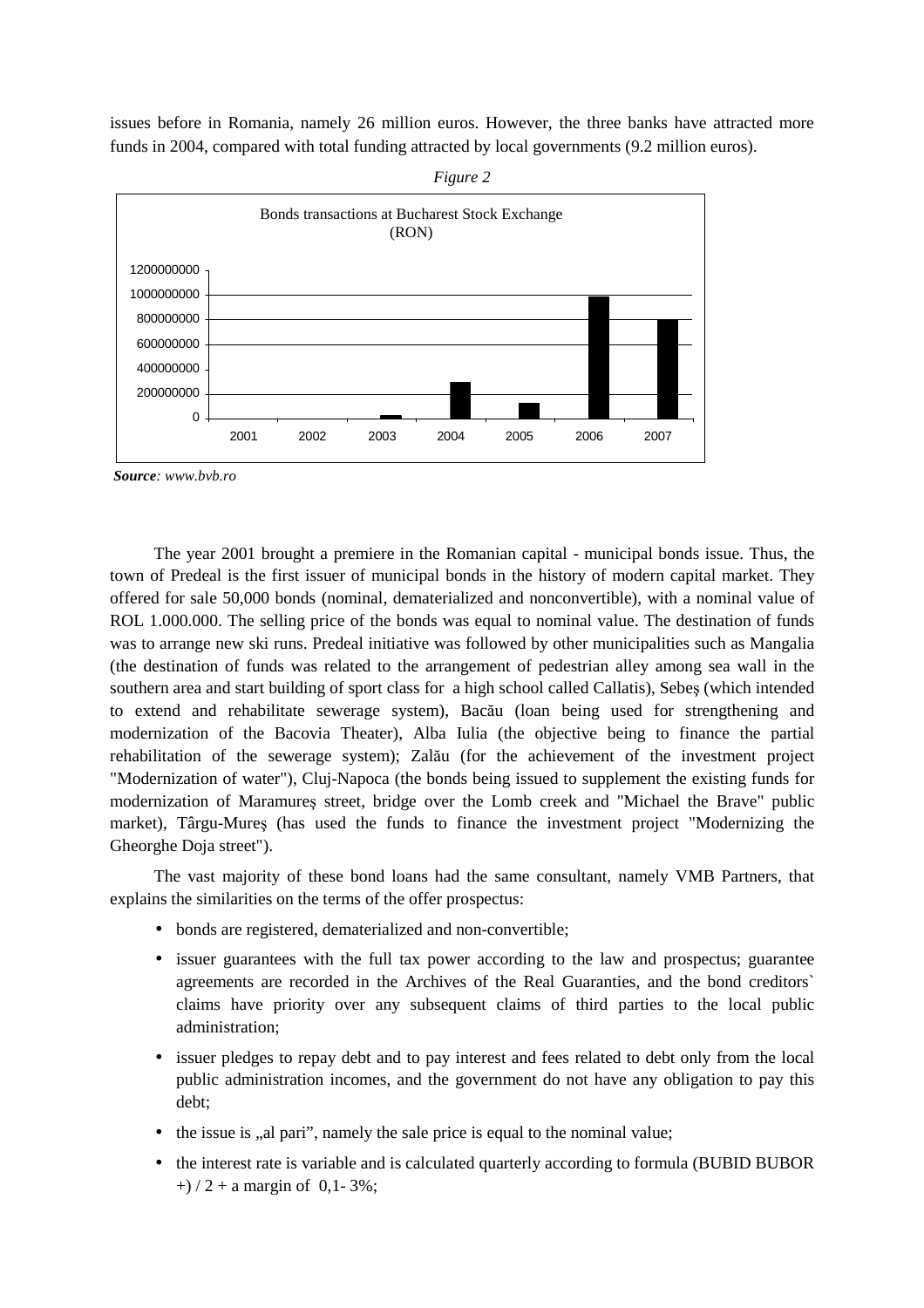issues before in Romania, namely 26 million euros. However, the three banks have attracted more funds in 2004, compared with total funding attracted by local governments (9.2 million euros).

*Figure 2*

Bonds transactions at Bucharest Stock Exchange (RON)

***Source**: www.bvb.ro*

The year 2001 brought a premiere in the Romanian capital - municipal bonds issue. Thus, the town of Predeal is the first issuer of municipal bonds in the history of modern capital market. They offered for sale 50,000 bonds (nominal, dematerialized and nonconvertible), with a nominal value of ROL 1.000.000. The selling price of the bonds was equal to nominal value. The destination of funds was to arrange new ski runs. Predeal initiative was followed by other municipalities such as Mangalia (the destination of funds was related to the arrangement of pedestrian alley among sea wall in the southern area and start building of sport class for a high school called Callatis), Sebeş (which intended to extend and rehabilitate sewerage system), Bacău (loan being used for strengthening and modernization of the Bacovia Theater), Alba Iulia (the objective being to finance the partial rehabilitation of the sewerage system); Zalău (for the achievement of the investment project "Modernization of water"), Cluj-Napoca (the bonds being issued to supplement the existing funds for modernization of Maramureş street, bridge over the Lomb creek and "Michael the Brave" public market), Târgu-Mureş (has used the funds to finance the investment project "Modernizing the Gheorghe Doja street").

The vast majority of these bond loans had the same consultant, namely VMB Partners, that explains the similarities on the terms of the offer prospectus:

- bonds are registered, dematerialized and non-convertible;
- issuer guarantees with the full tax power according to the law and prospectus; guarantee agreements are recorded in the Archives of the Real Guaranties, and the bond creditors` claims have priority over any subsequent claims of third parties to the local public administration;
- issuer pledges to repay debt and to pay interest and fees related to debt only from the local public administration incomes, and the government do not have any obligation to pay this debt;
- the issue is „al pari", namely the sale price is equal to the nominal value;
- the interest rate is variable and is calculated quarterly according to formula (BUBID BUBOR +) / 2 + a margin of 0,1- 3%;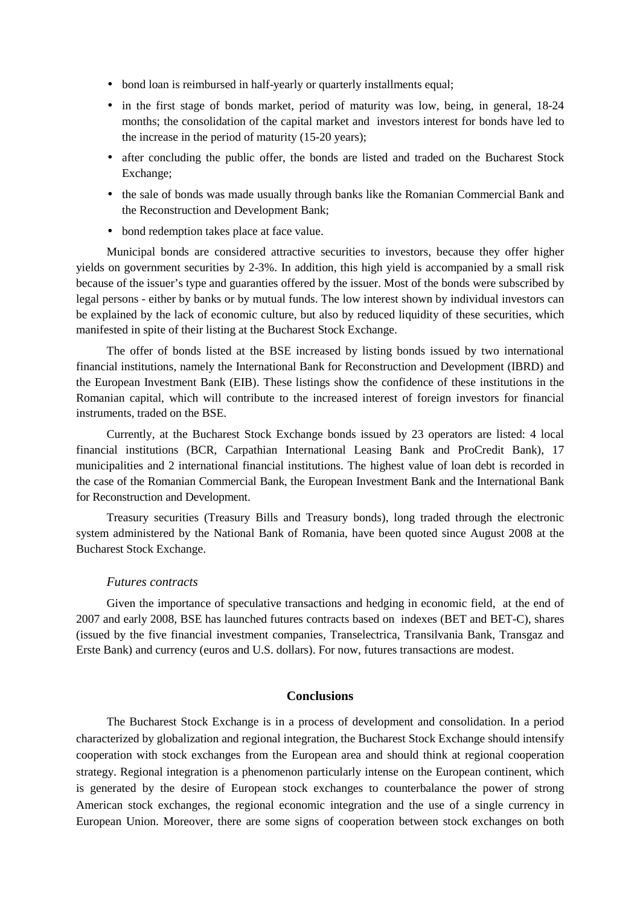- bond loan is reimbursed in half-yearly or quarterly installments equal;
- in the first stage of bonds market, period of maturity was low, being, in general, 18-24 months; the consolidation of the capital market and investors interest for bonds have led to the increase in the period of maturity (15-20 years);
- after concluding the public offer, the bonds are listed and traded on the Bucharest Stock Exchange;
- the sale of bonds was made usually through banks like the Romanian Commercial Bank and the Reconstruction and Development Bank;
- bond redemption takes place at face value.

Municipal bonds are considered attractive securities to investors, because they offer higher yields on government securities by 2-3%. In addition, this high yield is accompanied by a small risk because of the issuer's type and guaranties offered by the issuer. Most of the bonds were subscribed by legal persons - either by banks or by mutual funds. The low interest shown by individual investors can be explained by the lack of economic culture, but also by reduced liquidity of these securities, which manifested in spite of their listing at the Bucharest Stock Exchange.

The offer of bonds listed at the BSE increased by listing bonds issued by two international financial institutions, namely the International Bank for Reconstruction and Development (IBRD) and the European Investment Bank (EIB). These listings show the confidence of these institutions in the Romanian capital, which will contribute to the increased interest of foreign investors for financial instruments, traded on the BSE.

Currently, at the Bucharest Stock Exchange bonds issued by 23 operators are listed: 4 local financial institutions (BCR, Carpathian International Leasing Bank and ProCredit Bank), 17 municipalities and 2 international financial institutions. The highest value of loan debt is recorded in the case of the Romanian Commercial Bank, the European Investment Bank and the International Bank for Reconstruction and Development.

Treasury securities (Treasury Bills and Treasury bonds), long traded through the electronic system administered by the National Bank of Romania, have been quoted since August 2008 at the Bucharest Stock Exchange.

*Futures contracts*

Given the importance of speculative transactions and hedging in economic field, at the end of 2007 and early 2008, BSE has launched futures contracts based on indexes (BET and BET-C), shares (issued by the five financial investment companies, Transelectrica, Transilvania Bank, Transgaz and Erste Bank) and currency (euros and U.S. dollars). For now, futures transactions are modest.

## Conclusions

The Bucharest Stock Exchange is in a process of development and consolidation. In a period characterized by globalization and regional integration, the Bucharest Stock Exchange should intensify cooperation with stock exchanges from the European area and should think at regional cooperation strategy. Regional integration is a phenomenon particularly intense on the European continent, which is generated by the desire of European stock exchanges to counterbalance the power of strong American stock exchanges, the regional economic integration and the use of a single currency in European Union. Moreover, there are some signs of cooperation between stock exchanges on both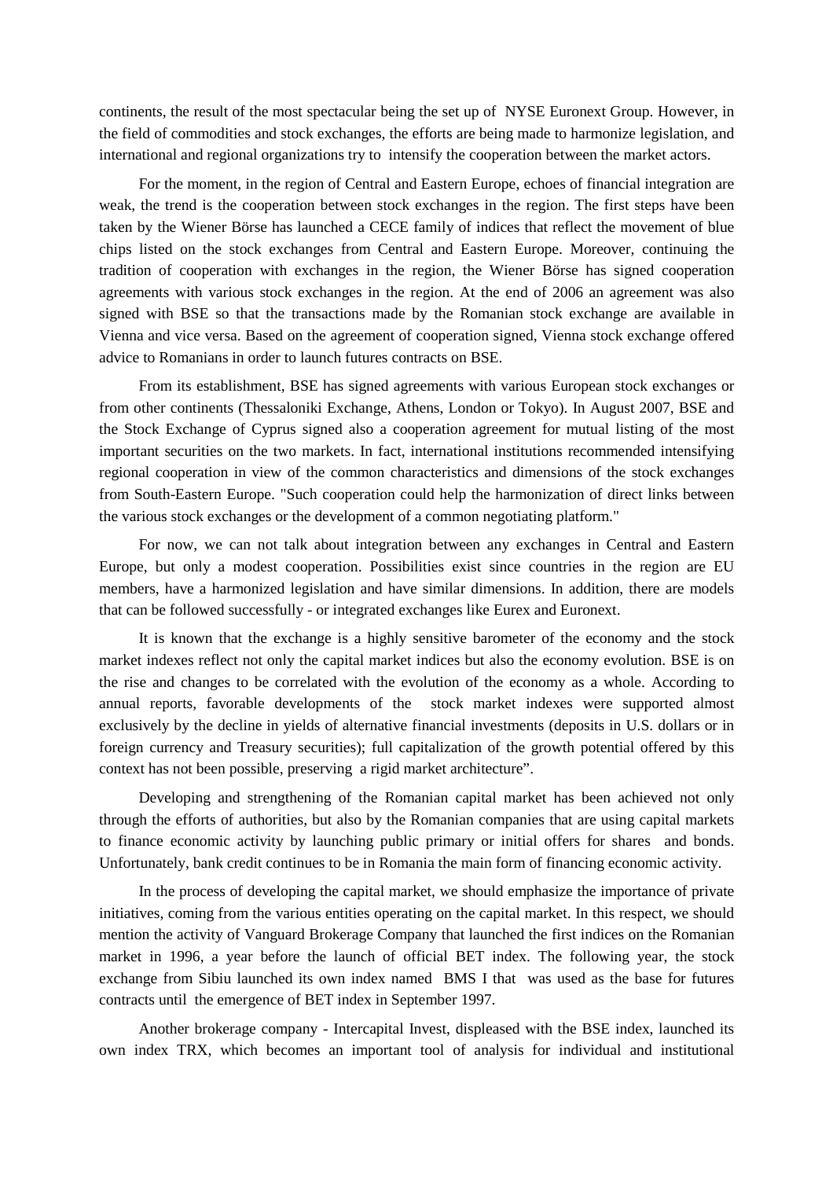continents, the result of the most spectacular being the set up of NYSE Euronext Group. However, in the field of commodities and stock exchanges, the efforts are being made to harmonize legislation, and international and regional organizations try to intensify the cooperation between the market actors.

For the moment, in the region of Central and Eastern Europe, echoes of financial integration are weak, the trend is the cooperation between stock exchanges in the region. The first steps have been taken by the Wiener Börse has launched a CECE family of indices that reflect the movement of blue chips listed on the stock exchanges from Central and Eastern Europe. Moreover, continuing the tradition of cooperation with exchanges in the region, the Wiener Börse has signed cooperation agreements with various stock exchanges in the region. At the end of 2006 an agreement was also signed with BSE so that the transactions made by the Romanian stock exchange are available in Vienna and vice versa. Based on the agreement of cooperation signed, Vienna stock exchange offered advice to Romanians in order to launch futures contracts on BSE.

From its establishment, BSE has signed agreements with various European stock exchanges or from other continents (Thessaloniki Exchange, Athens, London or Tokyo). In August 2007, BSE and the Stock Exchange of Cyprus signed also a cooperation agreement for mutual listing of the most important securities on the two markets. In fact, international institutions recommended intensifying regional cooperation in view of the common characteristics and dimensions of the stock exchanges from South-Eastern Europe. "Such cooperation could help the harmonization of direct links between the various stock exchanges or the development of a common negotiating platform."

For now, we can not talk about integration between any exchanges in Central and Eastern Europe, but only a modest cooperation. Possibilities exist since countries in the region are EU members, have a harmonized legislation and have similar dimensions. In addition, there are models that can be followed successfully - or integrated exchanges like Eurex and Euronext.

It is known that the exchange is a highly sensitive barometer of the economy and the stock market indexes reflect not only the capital market indices but also the economy evolution. BSE is on the rise and changes to be correlated with the evolution of the economy as a whole. According to annual reports, favorable developments of the stock market indexes were supported almost exclusively by the decline in yields of alternative financial investments (deposits in U.S. dollars or in foreign currency and Treasury securities); full capitalization of the growth potential offered by this context has not been possible, preserving a rigid market architecture".

Developing and strengthening of the Romanian capital market has been achieved not only through the efforts of authorities, but also by the Romanian companies that are using capital markets to finance economic activity by launching public primary or initial offers for shares and bonds. Unfortunately, bank credit continues to be in Romania the main form of financing economic activity.

In the process of developing the capital market, we should emphasize the importance of private initiatives, coming from the various entities operating on the capital market. In this respect, we should mention the activity of Vanguard Brokerage Company that launched the first indices on the Romanian market in 1996, a year before the launch of official BET index. The following year, the stock exchange from Sibiu launched its own index named BMS I that was used as the base for futures contracts until the emergence of BET index in September 1997.

Another brokerage company - Intercapital Invest, displeased with the BSE index, launched its own index TRX, which becomes an important tool of analysis for individual and institutional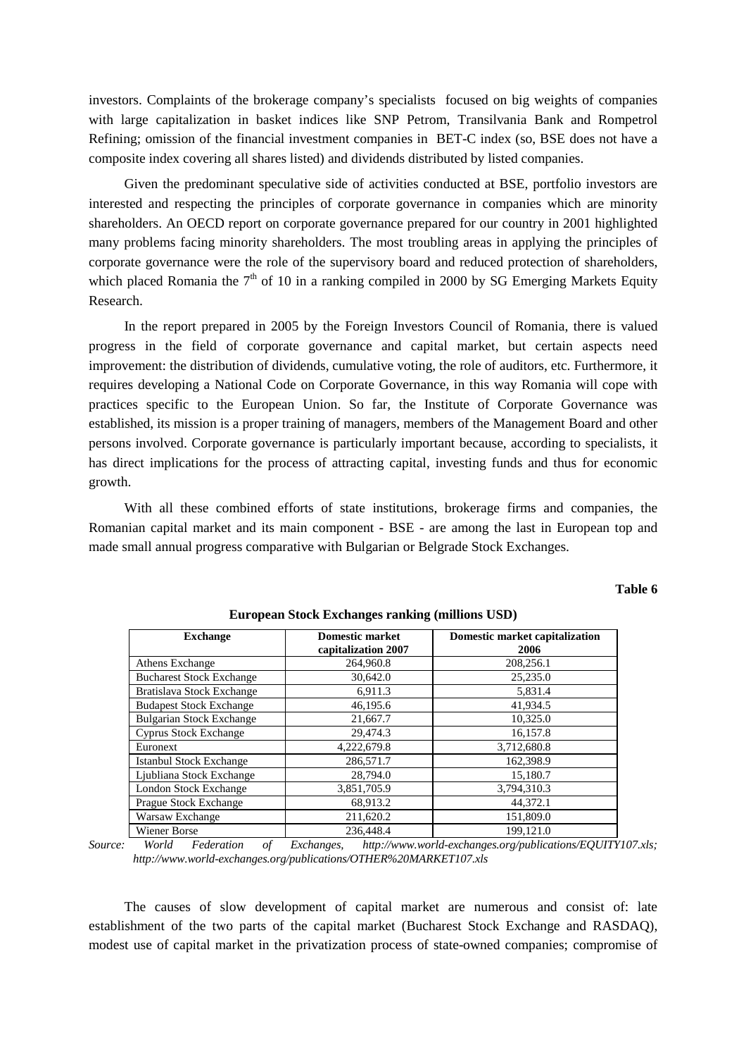investors. Complaints of the brokerage company's specialists focused on big weights of companies with large capitalization in basket indices like SNP Petrom, Transilvania Bank and Rompetrol Refining; omission of the financial investment companies in BET-C index (so, BSE does not have a composite index covering all shares listed) and dividends distributed by listed companies.

Given the predominant speculative side of activities conducted at BSE, portfolio investors are interested and respecting the principles of corporate governance in companies which are minority shareholders. An OECD report on corporate governance prepared for our country in 2001 highlighted many problems facing minority shareholders. The most troubling areas in applying the principles of corporate governance were the role of the supervisory board and reduced protection of shareholders, which placed Romania the 7[th] of 10 in a ranking compiled in 2000 by SG Emerging Markets Equity Research.

In the report prepared in 2005 by the Foreign Investors Council of Romania, there is valued progress in the field of corporate governance and capital market, but certain aspects need improvement: the distribution of dividends, cumulative voting, the role of auditors, etc. Furthermore, it requires developing a National Code on Corporate Governance, in this way Romania will cope with practices specific to the European Union. So far, the Institute of Corporate Governance was established, its mission is a proper training of managers, members of the Management Board and other persons involved. Corporate governance is particularly important because, according to specialists, it has direct implications for the process of attracting capital, investing funds and thus for economic growth.

With all these combined efforts of state institutions, brokerage firms and companies, the Romanian capital market and its main component - BSE - are among the last in European top and made small annual progress comparative with Bulgarian or Belgrade Stock Exchanges.

**Table 6**

**European Stock Exchanges ranking (millions USD)**

| Exchange | Domestic market capitalization 2007 | Domestic market capitalization 2006 |
|---|---|---|
| Athens Exchange | 264,960.8 | 208,256.1 |
| Bucharest Stock Exchange | 30,642.0 | 25,235.0 |
| Bratislava Stock Exchange | 6,911.3 | 5,831.4 |
| Budapest Stock Exchange | 46,195.6 | 41,934.5 |
| Bulgarian Stock Exchange | 21,667.7 | 10,325.0 |
| Cyprus Stock Exchange | 29,474.3 | 16,157.8 |
| Euronext | 4,222,679.8 | 3,712,680.8 |
| Istanbul Stock Exchange | 286,571.7 | 162,398.9 |
| Ljubliana Stock Exchange | 28,794.0 | 15,180.7 |
| London Stock Exchange | 3,851,705.9 | 3,794,310.3 |
| Prague Stock Exchange | 68,913.2 | 44,372.1 |
| Warsaw Exchange | 211,620.2 | 151,809.0 |
| Wiener Borse | 236,448.4 | 199,121.0 |

*Source: World Federation of Exchanges, http://www.world-exchanges.org/publications/EQUITY107.xls; http://www.world-exchanges.org/publications/OTHER%20MARKET107.xls*

The causes of slow development of capital market are numerous and consist of: late establishment of the two parts of the capital market (Bucharest Stock Exchange and RASDAQ), modest use of capital market in the privatization process of state-owned companies; compromise of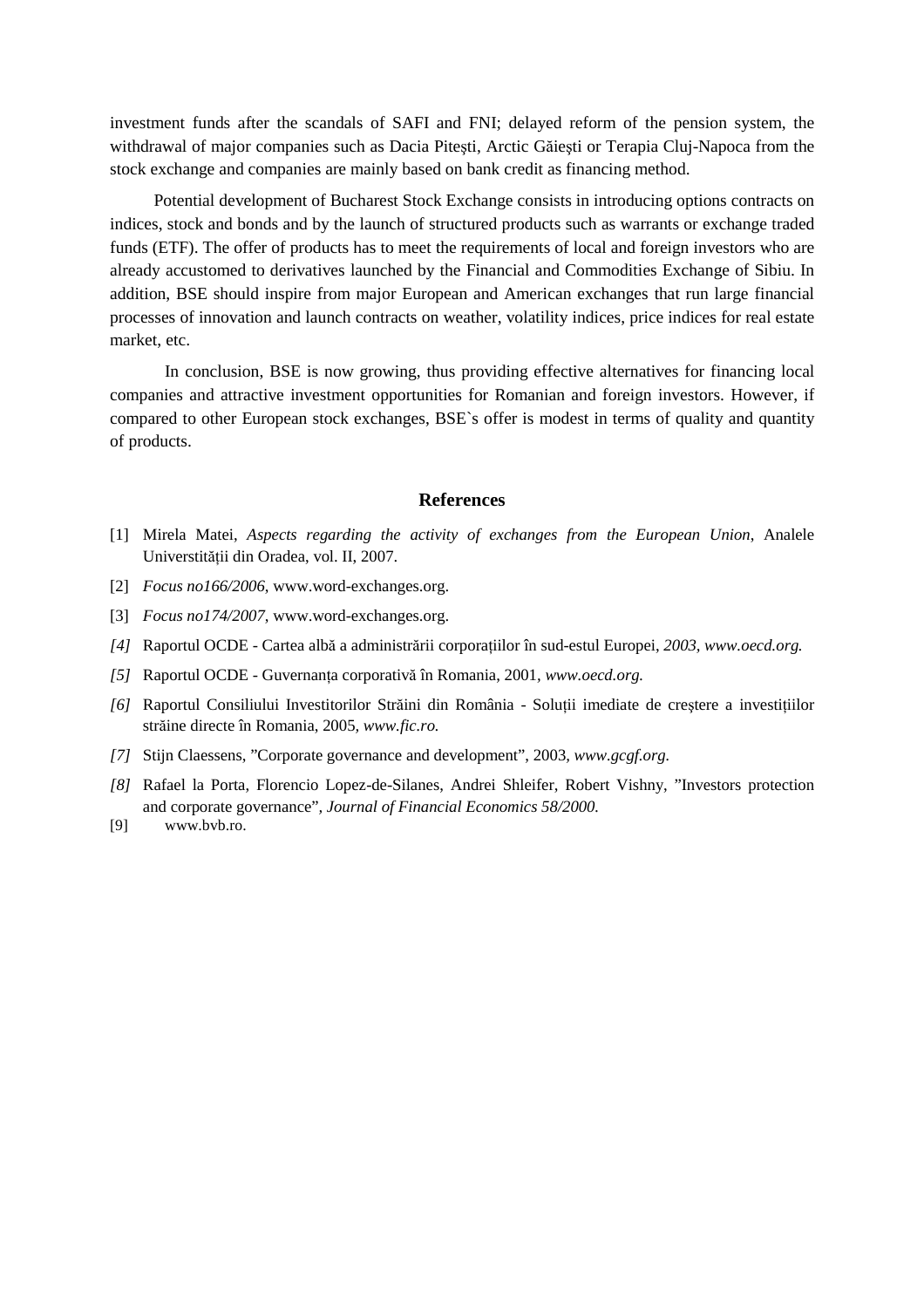investment funds after the scandals of SAFI and FNI; delayed reform of the pension system, the withdrawal of major companies such as Dacia Pitești, Arctic Găiești or Terapia Cluj-Napoca from the stock exchange and companies are mainly based on bank credit as financing method.

Potential development of Bucharest Stock Exchange consists in introducing options contracts on indices, stock and bonds and by the launch of structured products such as warrants or exchange traded funds (ETF). The offer of products has to meet the requirements of local and foreign investors who are already accustomed to derivatives launched by the Financial and Commodities Exchange of Sibiu. In addition, BSE should inspire from major European and American exchanges that run large financial processes of innovation and launch contracts on weather, volatility indices, price indices for real estate market, etc.

In conclusion, BSE is now growing, thus providing effective alternatives for financing local companies and attractive investment opportunities for Romanian and foreign investors. However, if compared to other European stock exchanges, BSE`s offer is modest in terms of quality and quantity of products.

## References

[1] Mirela Matei, *Aspects regarding the activity of exchanges from the European Union*, Analele Universtității din Oradea, vol. II, 2007.

[2] *Focus no166/2006*, www.word-exchanges.org.

[3] *Focus no174/2007*, www.word-exchanges.org.

*[4]* Raportul OCDE - Cartea albă a administrării corporațiilor în sud-estul Europei, *2003, www.oecd.org.*

*[5]* Raportul OCDE - Guvernanța corporativă în Romania, 2001, *www.oecd.org.*

*[6]* Raportul Consiliului Investitorilor Străini din România - Soluții imediate de creştere a investițiilor străine directe în Romania, 2005, *www.fic.ro.*

*[7]* Stijn Claessens, "Corporate governance and development", 2003, *www.gcgf.org.*

*[8]* Rafael la Porta, Florencio Lopez-de-Silanes, Andrei Shleifer, Robert Vishny, "Investors protection and corporate governance", *Journal of Financial Economics 58/2000.*

[9] www.bvb.ro.